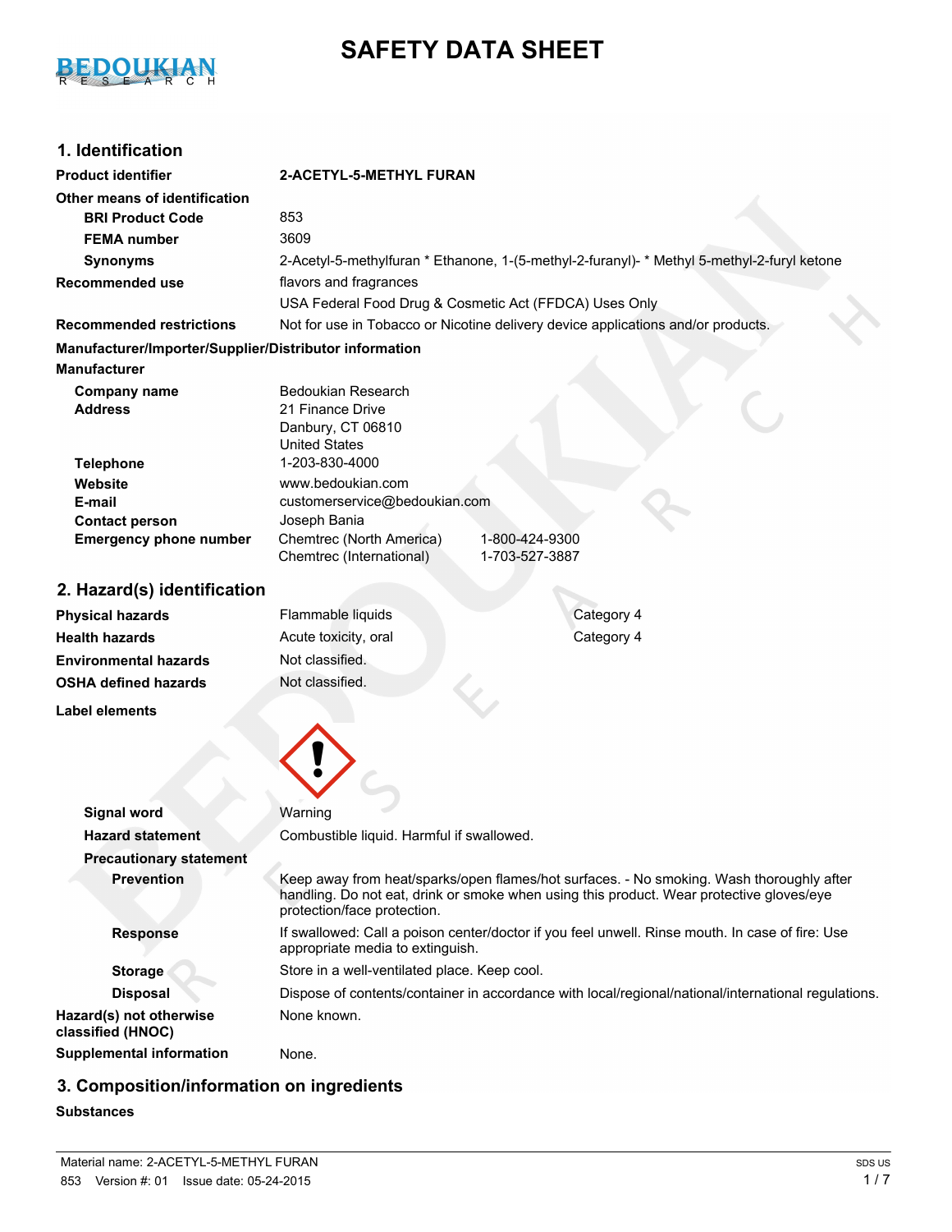# SAFETY DATA SHEET

## 1. Identification

| | |
|---|---|
| **Product identifier** | **2-ACETYL-5-METHYL FURAN** |
| **Other means of identification** | |
| **BRI Product Code** | 853 |
| **FEMA number** | 3609 |
| **Synonyms** | 2-Acetyl-5-methylfuran * Ethanone, 1-(5-methyl-2-furanyl)- * Methyl 5-methyl-2-furyl ketone |
| **Recommended use** | flavors and fragrances<br>USA Federal Food Drug & Cosmetic Act (FFDCA) Uses Only |
| **Recommended restrictions** | Not for use in Tobacco or Nicotine delivery device applications and/or products. |

**Manufacturer/Importer/Supplier/Distributor information**

**Manufacturer**

| | | |
|---|---|---|
| **Company name** | Bedoukian Research | |
| **Address** | 21 Finance Drive<br>Danbury, CT 06810<br>United States | |
| **Telephone** | 1-203-830-4000 | |
| **Website** | www.bedoukian.com | |
| **E-mail** | customerservice@bedoukian.com | |
| **Contact person** | Joseph Bania | |
| **Emergency phone number** | Chemtrec (North America) | 1-800-424-9300 |
| | Chemtrec (International) | 1-703-527-3887 |

## 2. Hazard(s) identification

| | | |
|---|---|---|
| **Physical hazards** | Flammable liquids | Category 4 |
| **Health hazards** | Acute toxicity, oral | Category 4 |
| **Environmental hazards** | Not classified. | |
| **OSHA defined hazards** | Not classified. | |

**Label elements**

| | |
|---|---|
| **Signal word** | Warning |
| **Hazard statement** | Combustible liquid. Harmful if swallowed. |
| **Precautionary statement** | |
| **Prevention** | Keep away from heat/sparks/open flames/hot surfaces. - No smoking. Wash thoroughly after handling. Do not eat, drink or smoke when using this product. Wear protective gloves/eye protection/face protection. |
| **Response** | If swallowed: Call a poison center/doctor if you feel unwell. Rinse mouth. In case of fire: Use appropriate media to extinguish. |
| **Storage** | Store in a well-ventilated place. Keep cool. |
| **Disposal** | Dispose of contents/container in accordance with local/regional/national/international regulations. |
| **Hazard(s) not otherwise classified (HNOC)** | None known. |
| **Supplemental information** | None. |

## 3. Composition/information on ingredients

**Substances**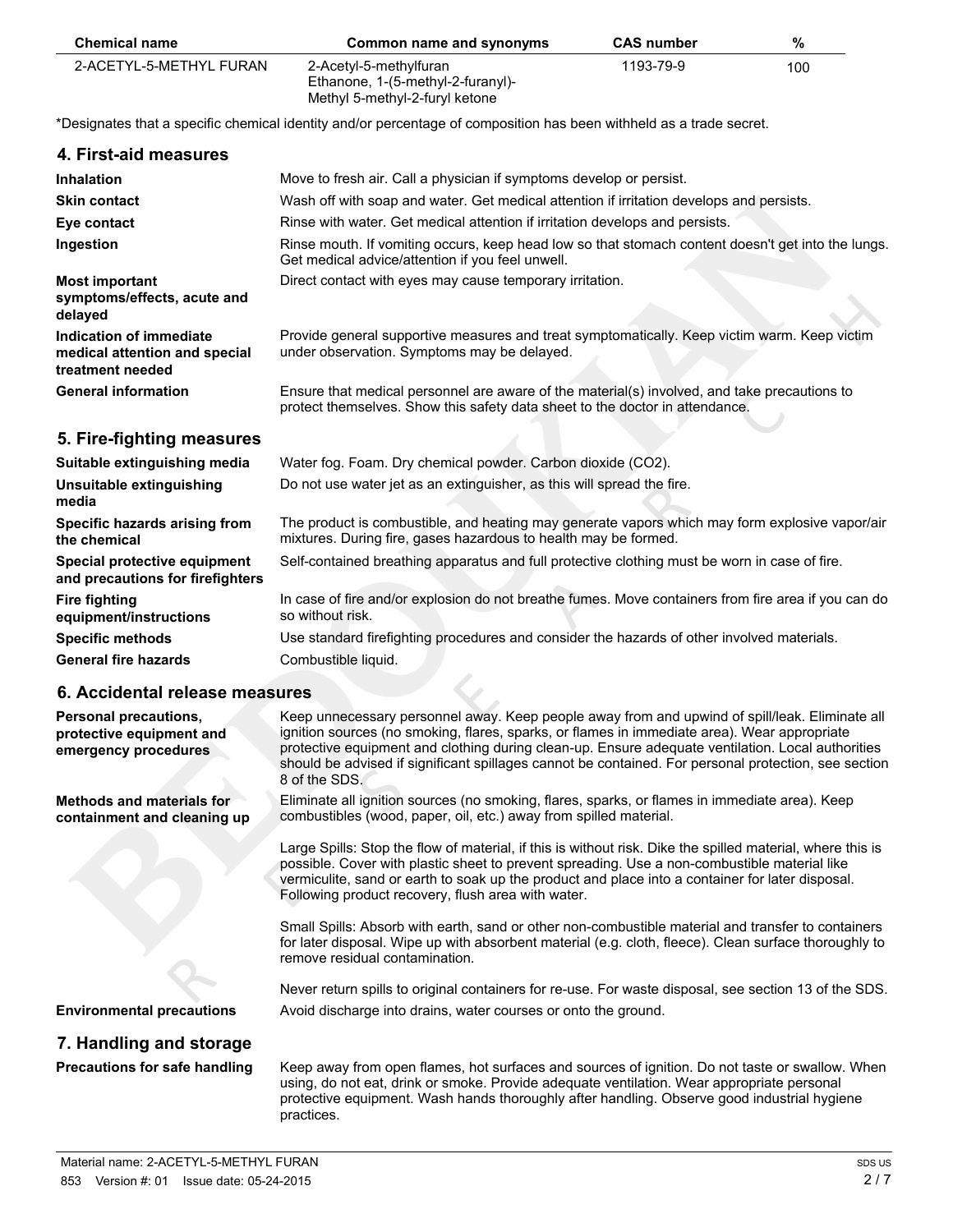| Chemical name | Common name and synonyms | CAS number | % |
| --- | --- | --- | --- |
| 2-ACETYL-5-METHYL FURAN | 2-Acetyl-5-methylfuran<br>Ethanone, 1-(5-methyl-2-furanyl)-<br>Methyl 5-methyl-2-furyl ketone | 1193-79-9 | 100 |

*Designates that a specific chemical identity and/or percentage of composition has been withheld as a trade secret.

## 4. First-aid measures

**Inhalation**
Move to fresh air. Call a physician if symptoms develop or persist.

**Skin contact**
Wash off with soap and water. Get medical attention if irritation develops and persists.

**Eye contact**
Rinse with water. Get medical attention if irritation develops and persists.

**Ingestion**
Rinse mouth. If vomiting occurs, keep head low so that stomach content doesn't get into the lungs. Get medical advice/attention if you feel unwell.

**Most important symptoms/effects, acute and delayed**
Direct contact with eyes may cause temporary irritation.

**Indication of immediate medical attention and special treatment needed**
Provide general supportive measures and treat symptomatically. Keep victim warm. Keep victim under observation. Symptoms may be delayed.

**General information**
Ensure that medical personnel are aware of the material(s) involved, and take precautions to protect themselves. Show this safety data sheet to the doctor in attendance.

## 5. Fire-fighting measures

**Suitable extinguishing media**
Water fog. Foam. Dry chemical powder. Carbon dioxide ($CO_2$).

**Unsuitable extinguishing media**
Do not use water jet as an extinguisher, as this will spread the fire.

**Specific hazards arising from the chemical**
The product is combustible, and heating may generate vapors which may form explosive vapor/air mixtures. During fire, gases hazardous to health may be formed.

**Special protective equipment and precautions for firefighters**
Self-contained breathing apparatus and full protective clothing must be worn in case of fire.

**Fire fighting equipment/instructions**
In case of fire and/or explosion do not breathe fumes. Move containers from fire area if you can do so without risk.

**Specific methods**
Use standard firefighting procedures and consider the hazards of other involved materials.

**General fire hazards**
Combustible liquid.

## 6. Accidental release measures

**Personal precautions, protective equipment and emergency procedures**
Keep unnecessary personnel away. Keep people away from and upwind of spill/leak. Eliminate all ignition sources (no smoking, flares, sparks, or flames in immediate area). Wear appropriate protective equipment and clothing during clean-up. Ensure adequate ventilation. Local authorities should be advised if significant spillages cannot be contained. For personal protection, see section 8 of the SDS.

**Methods and materials for containment and cleaning up**
Eliminate all ignition sources (no smoking, flares, sparks, or flames in immediate area). Keep combustibles (wood, paper, oil, etc.) away from spilled material.

Large Spills: Stop the flow of material, if this is without risk. Dike the spilled material, where this is possible. Cover with plastic sheet to prevent spreading. Use a non-combustible material like vermiculite, sand or earth to soak up the product and place into a container for later disposal. Following product recovery, flush area with water.

Small Spills: Absorb with earth, sand or other non-combustible material and transfer to containers for later disposal. Wipe up with absorbent material (e.g. cloth, fleece). Clean surface thoroughly to remove residual contamination.

Never return spills to original containers for re-use. For waste disposal, see section 13 of the SDS.

**Environmental precautions**
Avoid discharge into drains, water courses or onto the ground.

## 7. Handling and storage

**Precautions for safe handling**
Keep away from open flames, hot surfaces and sources of ignition. Do not taste or swallow. When using, do not eat, drink or smoke. Provide adequate ventilation. Wear appropriate personal protective equipment. Wash hands thoroughly after handling. Observe good industrial hygiene practices.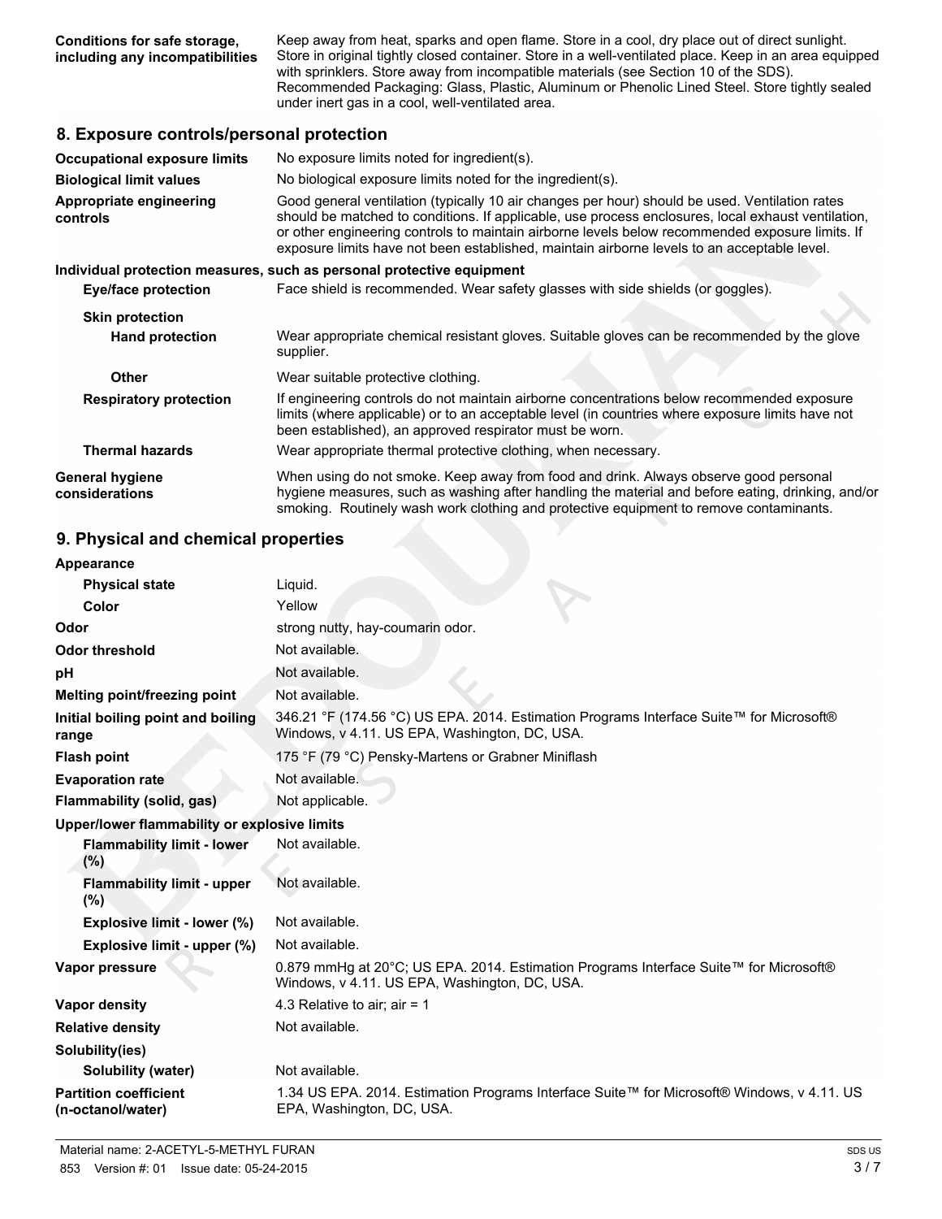| | |
|---|---|
| **Conditions for safe storage, including any incompatibilities** | Keep away from heat, sparks and open flame. Store in a cool, dry place out of direct sunlight. Store in original tightly closed container. Store in a well-ventilated place. Keep in an area equipped with sprinklers. Store away from incompatible materials (see Section 10 of the SDS). Recommended Packaging: Glass, Plastic, Aluminum or Phenolic Lined Steel. Store tightly sealed under inert gas in a cool, well-ventilated area. |

## 8. Exposure controls/personal protection

| | |
|---|---|
| **Occupational exposure limits** | No exposure limits noted for ingredient(s). |
| **Biological limit values** | No biological exposure limits noted for the ingredient(s). |
| **Appropriate engineering controls** | Good general ventilation (typically 10 air changes per hour) should be used. Ventilation rates should be matched to conditions. If applicable, use process enclosures, local exhaust ventilation, or other engineering controls to maintain airborne levels below recommended exposure limits. If exposure limits have not been established, maintain airborne levels to an acceptable level. |

**Individual protection measures, such as personal protective equipment**

| | |
|---|---|
| **Eye/face protection** | Face shield is recommended. Wear safety glasses with side shields (or goggles). |
| **Skin protection** | |
| **Hand protection** | Wear appropriate chemical resistant gloves. Suitable gloves can be recommended by the glove supplier. |
| **Other** | Wear suitable protective clothing. |
| **Respiratory protection** | If engineering controls do not maintain airborne concentrations below recommended exposure limits (where applicable) or to an acceptable level (in countries where exposure limits have not been established), an approved respirator must be worn. |
| **Thermal hazards** | Wear appropriate thermal protective clothing, when necessary. |
| **General hygiene considerations** | When using do not smoke. Keep away from food and drink. Always observe good personal hygiene measures, such as washing after handling the material and before eating, drinking, and/or smoking. Routinely wash work clothing and protective equipment to remove contaminants. |

## 9. Physical and chemical properties

| | |
|---|---|
| **Appearance** | |
| **Physical state** | Liquid. |
| **Color** | Yellow |
| **Odor** | strong nutty, hay-coumarin odor. |
| **Odor threshold** | Not available. |
| **pH** | Not available. |
| **Melting point/freezing point** | Not available. |
| **Initial boiling point and boiling range** | 346.21 °F (174.56 °C) US EPA. 2014. Estimation Programs Interface Suite™ for Microsoft® Windows, v 4.11. US EPA, Washington, DC, USA. |
| **Flash point** | 175 °F (79 °C) Pensky-Martens or Grabner Miniflash |
| **Evaporation rate** | Not available. |
| **Flammability (solid, gas)** | Not applicable. |
| **Upper/lower flammability or explosive limits** | |
| **Flammability limit - lower (%)** | Not available. |
| **Flammability limit - upper (%)** | Not available. |
| **Explosive limit - lower (%)** | Not available. |
| **Explosive limit - upper (%)** | Not available. |
| **Vapor pressure** | 0.879 mmHg at 20°C; US EPA. 2014. Estimation Programs Interface Suite™ for Microsoft® Windows, v 4.11. US EPA, Washington, DC, USA. |
| **Vapor density** | 4.3 Relative to air; air = 1 |
| **Relative density** | Not available. |
| **Solubility(ies)** | |
| **Solubility (water)** | Not available. |
| **Partition coefficient (n-octanol/water)** | 1.34 US EPA. 2014. Estimation Programs Interface Suite™ for Microsoft® Windows, v 4.11. US EPA, Washington, DC, USA. |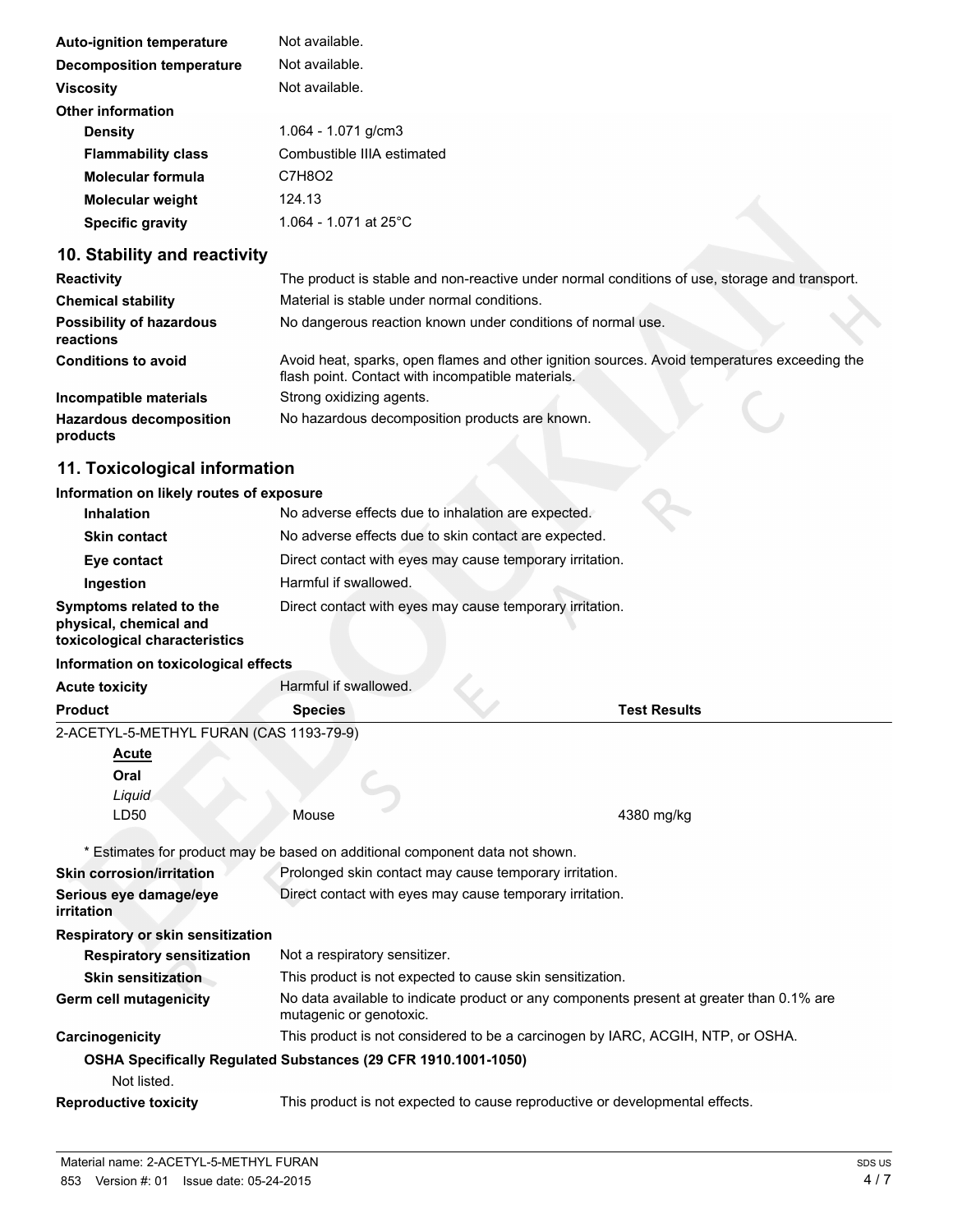| | |
|---|---|
| **Auto-ignition temperature** | Not available. |
| **Decomposition temperature** | Not available. |
| **Viscosity** | Not available. |
| **Other information** | |
| **Density** | 1.064 - 1.071 g/cm3 |
| **Flammability class** | Combustible IIIA estimated |
| **Molecular formula** | $C_7H_8O_2$ |
| **Molecular weight** | 124.13 |
| **Specific gravity** | 1.064 - 1.071 at 25°C |

## 10. Stability and reactivity

| | |
|---|---|
| **Reactivity** | The product is stable and non-reactive under normal conditions of use, storage and transport. |
| **Chemical stability** | Material is stable under normal conditions. |
| **Possibility of hazardous reactions** | No dangerous reaction known under conditions of normal use. |
| **Conditions to avoid** | Avoid heat, sparks, open flames and other ignition sources. Avoid temperatures exceeding the flash point. Contact with incompatible materials. |
| **Incompatible materials** | Strong oxidizing agents. |
| **Hazardous decomposition products** | No hazardous decomposition products are known. |

## 11. Toxicological information

**Information on likely routes of exposure**

| | |
|---|---|
| **Inhalation** | No adverse effects due to inhalation are expected. |
| **Skin contact** | No adverse effects due to skin contact are expected. |
| **Eye contact** | Direct contact with eyes may cause temporary irritation. |
| **Ingestion** | Harmful if swallowed. |
| **Symptoms related to the physical, chemical and toxicological characteristics** | Direct contact with eyes may cause temporary irritation. |

**Information on toxicological effects**

**Acute toxicity** Harmful if swallowed.

| Product | Species | Test Results |
|---|---|---|
| 2-ACETYL-5-METHYL FURAN (CAS 1193-79-9) | | |
| **Acute** | | |
| **Oral** | | |
| *Liquid* | | |
| LD50 | Mouse | 4380 mg/kg |

\* Estimates for product may be based on additional component data not shown.

| | |
|---|---|
| **Skin corrosion/irritation** | Prolonged skin contact may cause temporary irritation. |
| **Serious eye damage/eye irritation** | Direct contact with eyes may cause temporary irritation. |
| **Respiratory or skin sensitization** | |
| **Respiratory sensitization** | Not a respiratory sensitizer. |
| **Skin sensitization** | This product is not expected to cause skin sensitization. |
| **Germ cell mutagenicity** | No data available to indicate product or any components present at greater than 0.1% are mutagenic or genotoxic. |
| **Carcinogenicity** | This product is not considered to be a carcinogen by IARC, ACGIH, NTP, or OSHA. |

**OSHA Specifically Regulated Substances (29 CFR 1910.1001-1050)**

Not listed.

| | |
|---|---|
| **Reproductive toxicity** | This product is not expected to cause reproductive or developmental effects. |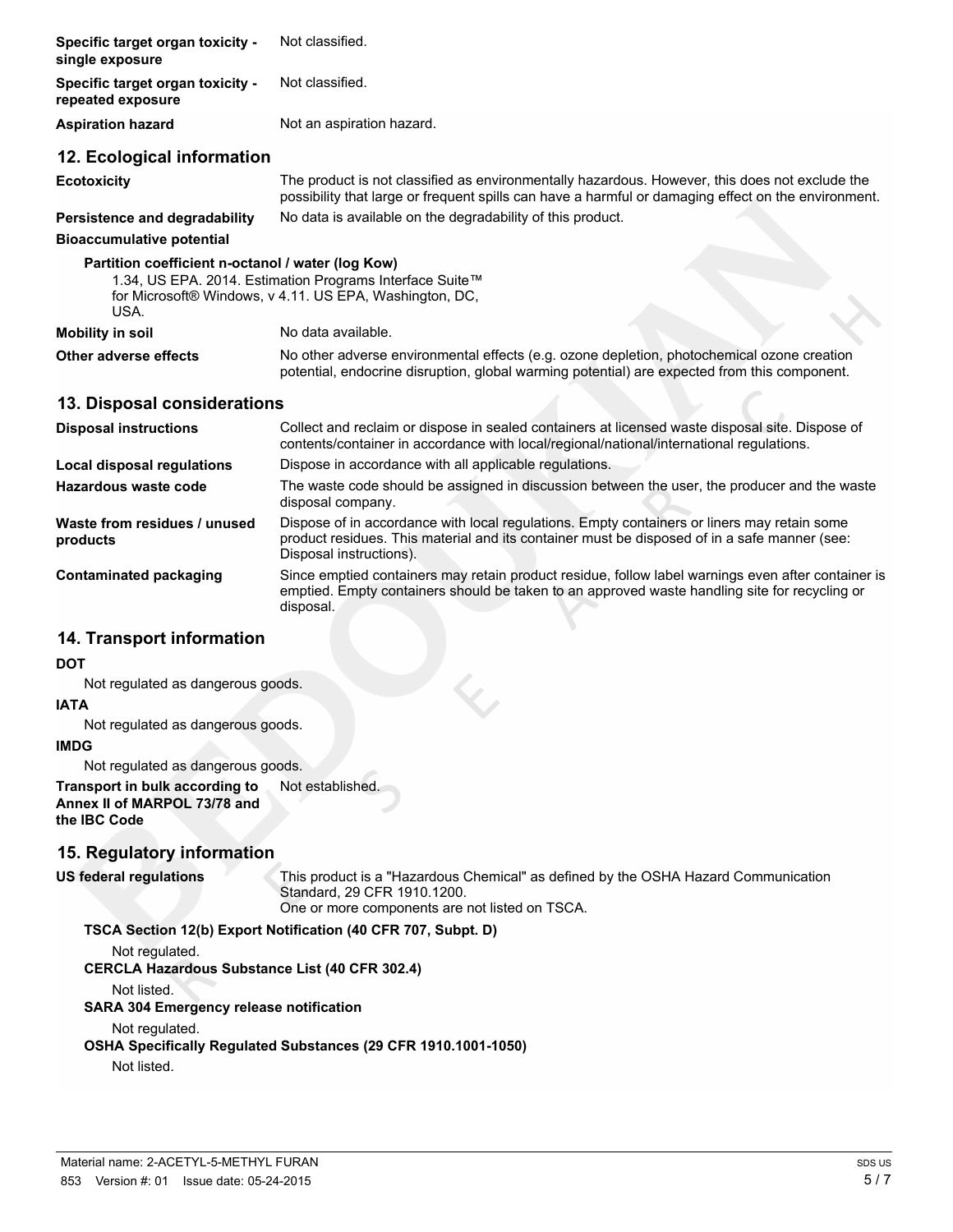| | |
|---|---|
| **Specific target organ toxicity - single exposure** | Not classified. |
| **Specific target organ toxicity - repeated exposure** | Not classified. |
| **Aspiration hazard** | Not an aspiration hazard. |

## 12. Ecological information

| | |
|---|---|
| **Ecotoxicity** | The product is not classified as environmentally hazardous. However, this does not exclude the possibility that large or frequent spills can have a harmful or damaging effect on the environment. |
| **Persistence and degradability** | No data is available on the degradability of this product. |
| **Bioaccumulative potential** | |

**Partition coefficient n-octanol / water (log Kow)**

1.34, US EPA. 2014. Estimation Programs Interface Suite™ for Microsoft® Windows, v 4.11. US EPA, Washington, DC, USA.

| | |
|---|---|
| **Mobility in soil** | No data available. |
| **Other adverse effects** | No other adverse environmental effects (e.g. ozone depletion, photochemical ozone creation potential, endocrine disruption, global warming potential) are expected from this component. |

## 13. Disposal considerations

| | |
|---|---|
| **Disposal instructions** | Collect and reclaim or dispose in sealed containers at licensed waste disposal site. Dispose of contents/container in accordance with local/regional/national/international regulations. |
| **Local disposal regulations** | Dispose in accordance with all applicable regulations. |
| **Hazardous waste code** | The waste code should be assigned in discussion between the user, the producer and the waste disposal company. |
| **Waste from residues / unused products** | Dispose of in accordance with local regulations. Empty containers or liners may retain some product residues. This material and its container must be disposed of in a safe manner (see: Disposal instructions). |
| **Contaminated packaging** | Since emptied containers may retain product residue, follow label warnings even after container is emptied. Empty containers should be taken to an approved waste handling site for recycling or disposal. |

## 14. Transport information

**DOT**

Not regulated as dangerous goods.

**IATA**

Not regulated as dangerous goods.

**IMDG**

Not regulated as dangerous goods.

| | |
|---|---|
| **Transport in bulk according to Annex II of MARPOL 73/78 and the IBC Code** | Not established. |

## 15. Regulatory information

| | |
|---|---|
| **US federal regulations** | This product is a "Hazardous Chemical" as defined by the OSHA Hazard Communication Standard, 29 CFR 1910.1200.<br>One or more components are not listed on TSCA. |

**TSCA Section 12(b) Export Notification (40 CFR 707, Subpt. D)**

Not regulated.

**CERCLA Hazardous Substance List (40 CFR 302.4)**

Not listed.

**SARA 304 Emergency release notification**

Not regulated.

**OSHA Specifically Regulated Substances (29 CFR 1910.1001-1050)**

Not listed.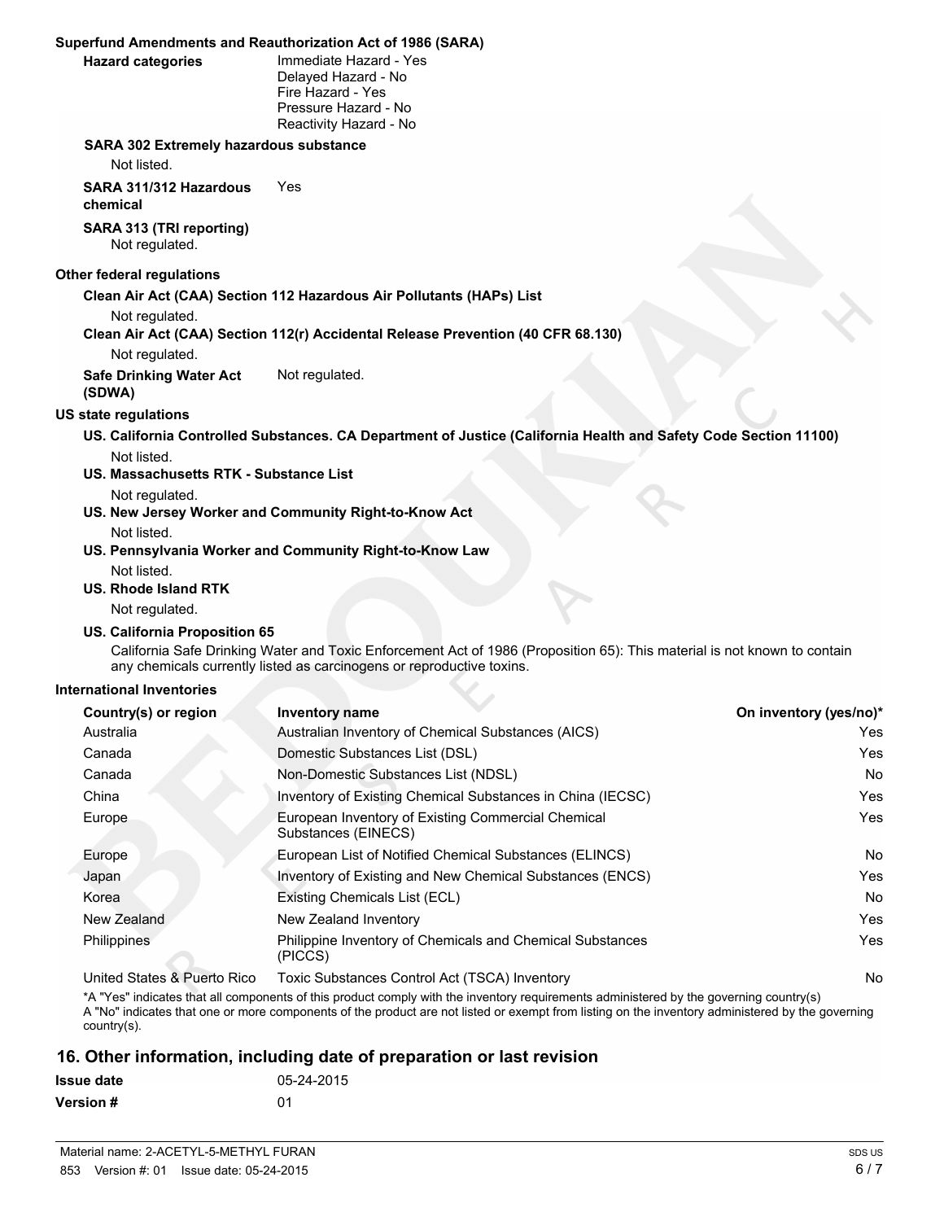**Superfund Amendments and Reauthorization Act of 1986 (SARA)**

**Hazard categories** Immediate Hazard - Yes
Delayed Hazard - No
Fire Hazard - Yes
Pressure Hazard - No
Reactivity Hazard - No

**SARA 302 Extremely hazardous substance**

Not listed.

**SARA 311/312 Hazardous chemical** Yes

**SARA 313 (TRI reporting)**

Not regulated.

**Other federal regulations**

**Clean Air Act (CAA) Section 112 Hazardous Air Pollutants (HAPs) List**

Not regulated.

**Clean Air Act (CAA) Section 112(r) Accidental Release Prevention (40 CFR 68.130)**

Not regulated.

**Safe Drinking Water Act (SDWA)** Not regulated.

**US state regulations**

**US. California Controlled Substances. CA Department of Justice (California Health and Safety Code Section 11100)**

Not listed.

**US. Massachusetts RTK - Substance List**

Not regulated.

**US. New Jersey Worker and Community Right-to-Know Act**

Not listed.

**US. Pennsylvania Worker and Community Right-to-Know Law**

Not listed.

**US. Rhode Island RTK**

Not regulated.

**US. California Proposition 65**

California Safe Drinking Water and Toxic Enforcement Act of 1986 (Proposition 65): This material is not known to contain any chemicals currently listed as carcinogens or reproductive toxins.

**International Inventories**

| Country(s) or region | Inventory name | On inventory (yes/no)* |
|---|---|---|
| Australia | Australian Inventory of Chemical Substances (AICS) | Yes |
| Canada | Domestic Substances List (DSL) | Yes |
| Canada | Non-Domestic Substances List (NDSL) | No |
| China | Inventory of Existing Chemical Substances in China (IECSC) | Yes |
| Europe | European Inventory of Existing Commercial Chemical Substances (EINECS) | Yes |
| Europe | European List of Notified Chemical Substances (ELINCS) | No |
| Japan | Inventory of Existing and New Chemical Substances (ENCS) | Yes |
| Korea | Existing Chemicals List (ECL) | No |
| New Zealand | New Zealand Inventory | Yes |
| Philippines | Philippine Inventory of Chemicals and Chemical Substances (PICCS) | Yes |
| United States & Puerto Rico | Toxic Substances Control Act (TSCA) Inventory | No |

*A "Yes" indicates that all components of this product comply with the inventory requirements administered by the governing country(s)
A "No" indicates that one or more components of the product are not listed or exempt from listing on the inventory administered by the governing country(s).

## 16. Other information, including date of preparation or last revision

**Issue date** 05-24-2015

**Version #** 01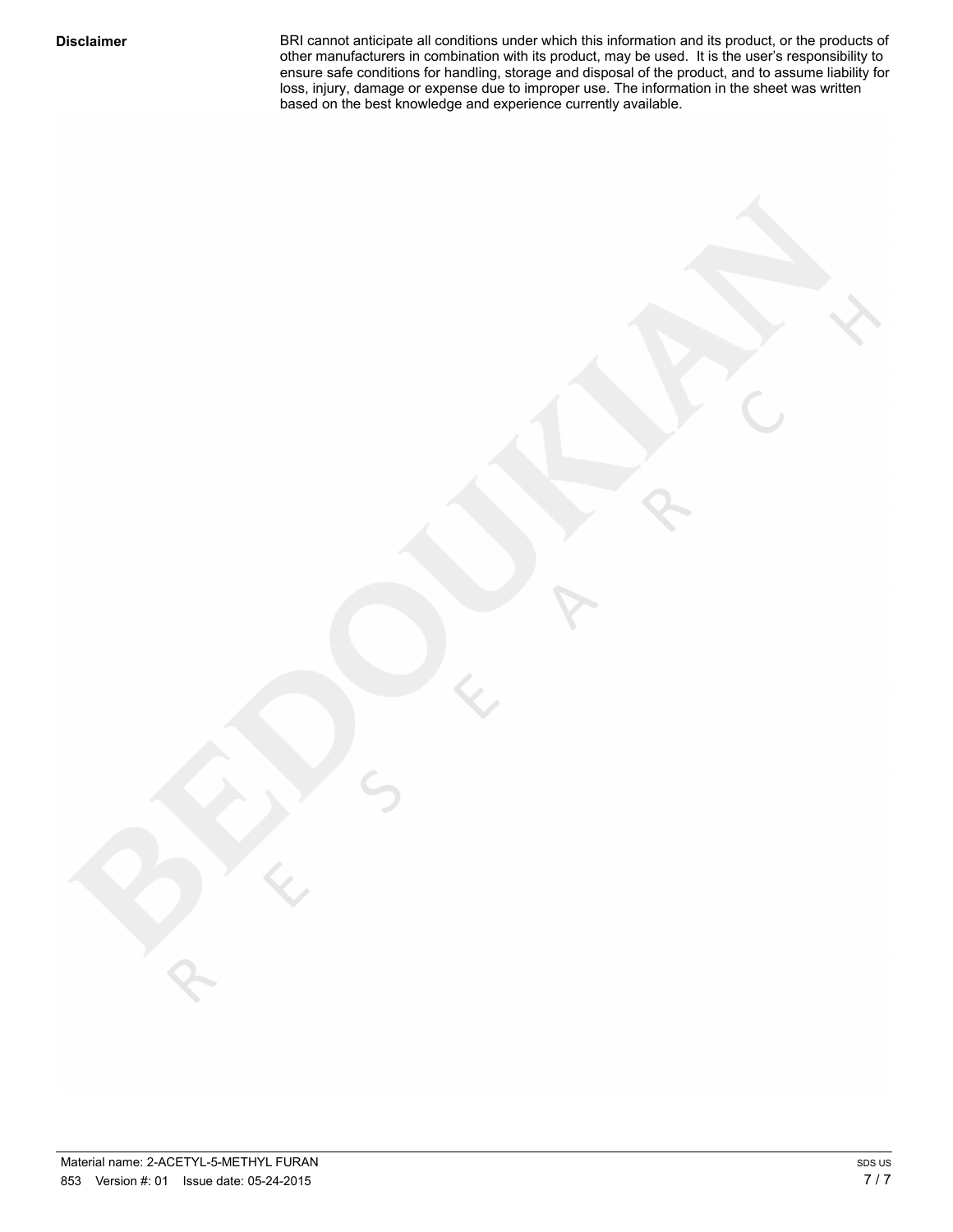**Disclaimer**

BRI cannot anticipate all conditions under which this information and its product, or the products of other manufacturers in combination with its product, may be used. It is the user's responsibility to ensure safe conditions for handling, storage and disposal of the product, and to assume liability for loss, injury, damage or expense due to improper use. The information in the sheet was written based on the best knowledge and experience currently available.